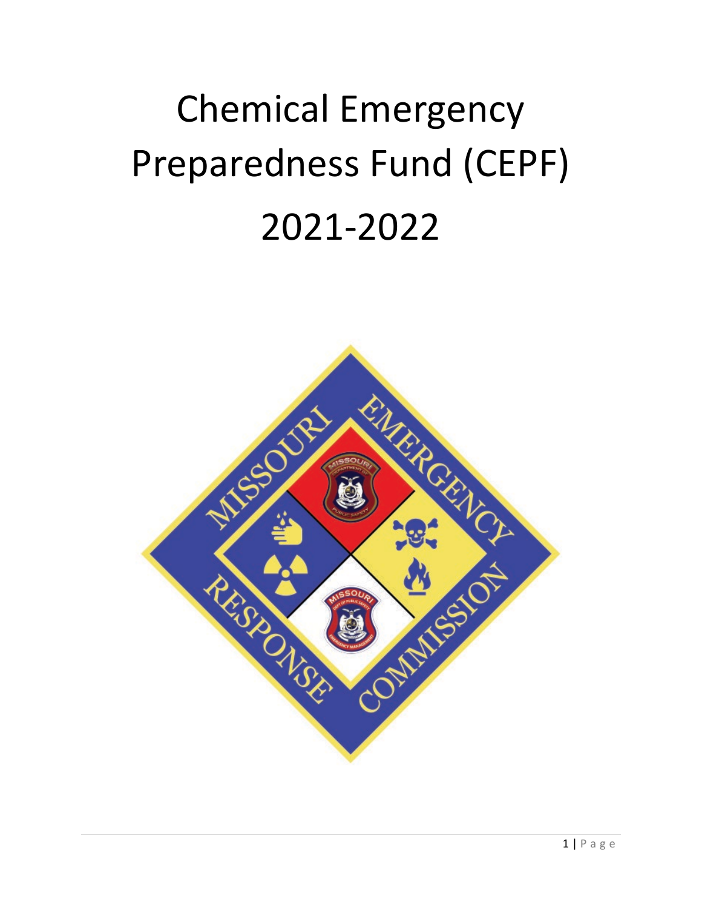# Chemical Emergency Preparedness Fund (CEPF) 2021-2022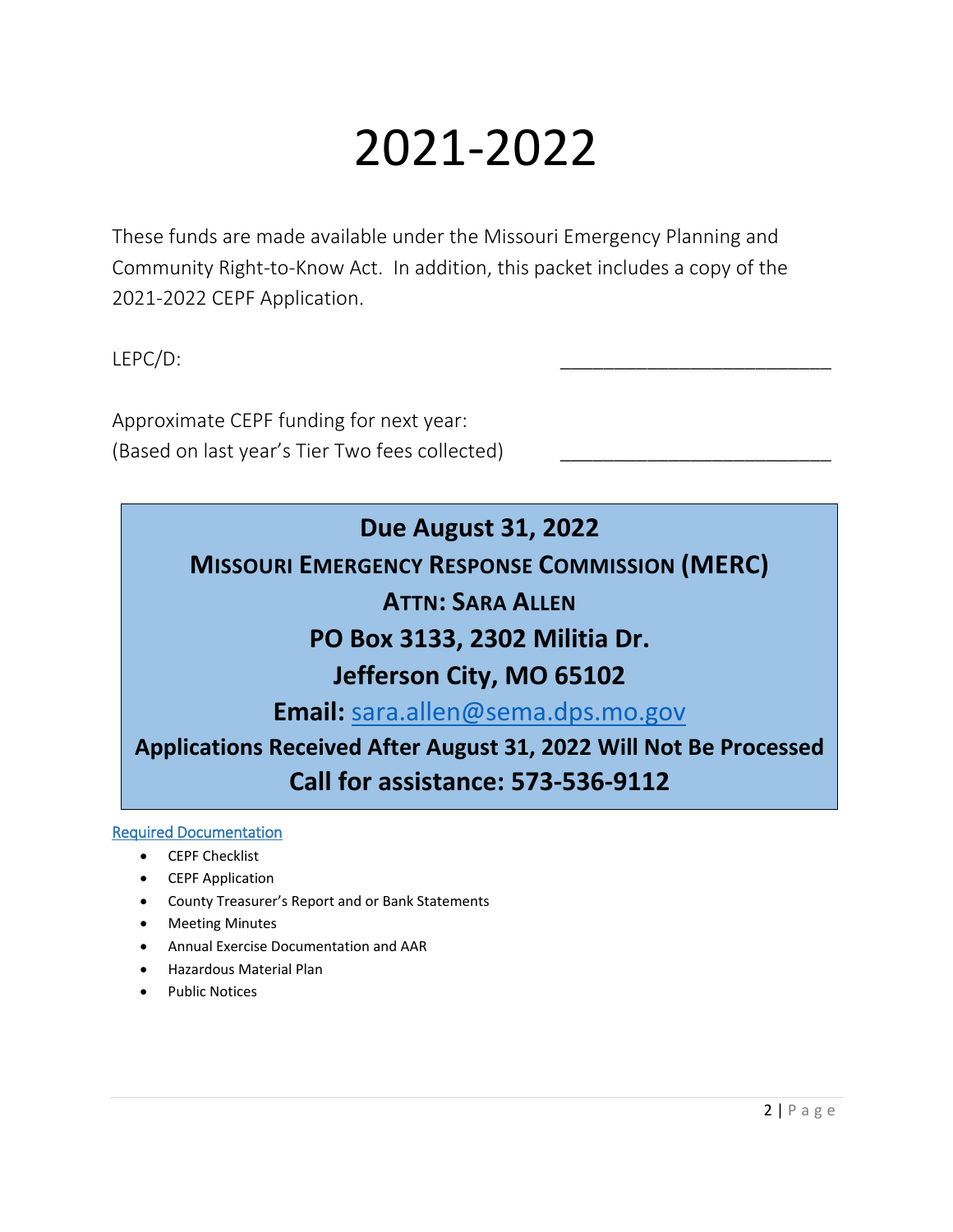# 2021-2022

These funds are made available under the Missouri Emergency Planning and Community Right-to-Know Act. In addition, this packet includes a copy of the 2021-2022 CEPF Application.

LEPC/D: ___________________________

Approximate CEPF funding for next year:
(Based on last year's Tier Two fees collected) ___________________________

**Due August 31, 2022**

**MISSOURI EMERGENCY RESPONSE COMMISSION (MERC)**

**ATTN: SARA ALLEN**

**PO Box 3133, 2302 Militia Dr.**

**Jefferson City, MO 65102**

**Email:** sara.allen@sema.dps.mo.gov

**Applications Received After August 31, 2022 Will Not Be Processed**

**Call for assistance: 573-536-9112**

Required Documentation

- CEPF Checklist
- CEPF Application
- County Treasurer's Report and or Bank Statements
- Meeting Minutes
- Annual Exercise Documentation and AAR
- Hazardous Material Plan
- Public Notices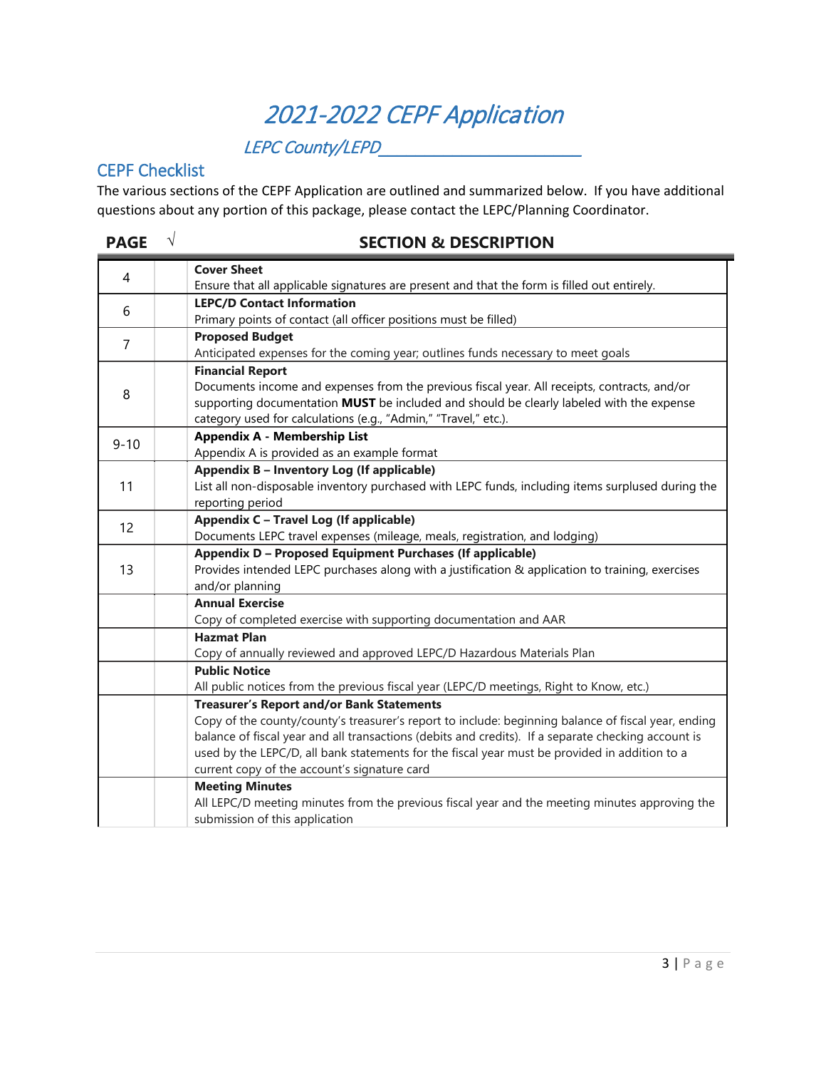# 2021-2022 CEPF Application

*LEPC County/LEPD\_\_\_\_\_\_\_\_\_\_\_\_\_\_\_\_\_\_\_\_\_\_*

## CEPF Checklist

The various sections of the CEPF Application are outlined and summarized below. If you have additional questions about any portion of this package, please contact the LEPC/Planning Coordinator.

| PAGE | √ | SECTION & DESCRIPTION |
|---|---|---|
| 4 | | **Cover Sheet**<br>Ensure that all applicable signatures are present and that the form is filled out entirely. |
| 6 | | **LEPC/D Contact Information**<br>Primary points of contact (all officer positions must be filled) |
| 7 | | **Proposed Budget**<br>Anticipated expenses for the coming year; outlines funds necessary to meet goals |
| 8 | | **Financial Report**<br>Documents income and expenses from the previous fiscal year. All receipts, contracts, and/or supporting documentation **MUST** be included and should be clearly labeled with the expense category used for calculations (e.g., "Admin," "Travel," etc.). |
| 9-10 | | **Appendix A - Membership List**<br>Appendix A is provided as an example format |
| 11 | | **Appendix B – Inventory Log (If applicable)**<br>List all non-disposable inventory purchased with LEPC funds, including items surplused during the reporting period |
| 12 | | **Appendix C – Travel Log (If applicable)**<br>Documents LEPC travel expenses (mileage, meals, registration, and lodging) |
| 13 | | **Appendix D – Proposed Equipment Purchases (If applicable)**<br>Provides intended LEPC purchases along with a justification & application to training, exercises and/or planning |
| | | **Annual Exercise**<br>Copy of completed exercise with supporting documentation and AAR |
| | | **Hazmat Plan**<br>Copy of annually reviewed and approved LEPC/D Hazardous Materials Plan |
| | | **Public Notice**<br>All public notices from the previous fiscal year (LEPC/D meetings, Right to Know, etc.) |
| | | **Treasurer's Report and/or Bank Statements**<br>Copy of the county/county's treasurer's report to include: beginning balance of fiscal year, ending balance of fiscal year and all transactions (debits and credits). If a separate checking account is used by the LEPC/D, all bank statements for the fiscal year must be provided in addition to a current copy of the account's signature card |
| | | **Meeting Minutes**<br>All LEPC/D meeting minutes from the previous fiscal year and the meeting minutes approving the submission of this application |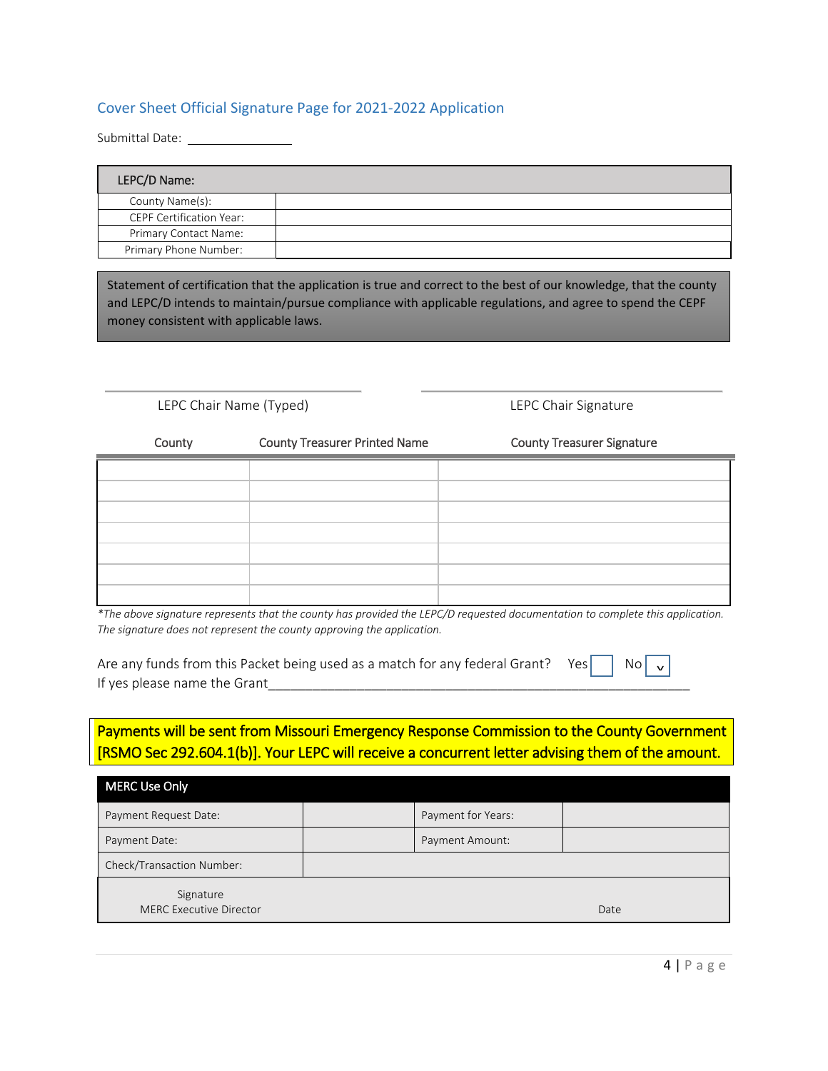## Cover Sheet Official Signature Page for 2021-2022 Application

Submittal Date: ______________

| LEPC/D Name: | |
|---|---|
| County Name(s): | |
| CEPF Certification Year: | |
| Primary Contact Name: | |
| Primary Phone Number: | |

Statement of certification that the application is true and correct to the best of our knowledge, that the county and LEPC/D intends to maintain/pursue compliance with applicable regulations, and agree to spend the CEPF money consistent with applicable laws.

| LEPC Chair Name (Typed) | LEPC Chair Signature |
|---|---|
| | |

| County | County Treasurer Printed Name | County Treasurer Signature |
|---|---|---|
| | | |
| | | |
| | | |
| | | |
| | | |
| | | |
| | | |

*The above signature represents that the county has provided the LEPC/D requested documentation to complete this application. The signature does not represent the county approving the application.*

Are any funds from this Packet being used as a match for any federal Grant? Yes ☐ No ☑

If yes please name the Grant______________________________________________________

**Payments will be sent from Missouri Emergency Response Commission to the County Government [RSMO Sec 292.604.1(b)]. Your LEPC will receive a concurrent letter advising them of the amount.**

| MERC Use Only | | | |
|---|---|---|---|
| Payment Request Date: | | Payment for Years: | |
| Payment Date: | | Payment Amount: | |
| Check/Transaction Number: | | | |
| Signature<br>MERC Executive Director | | Date | |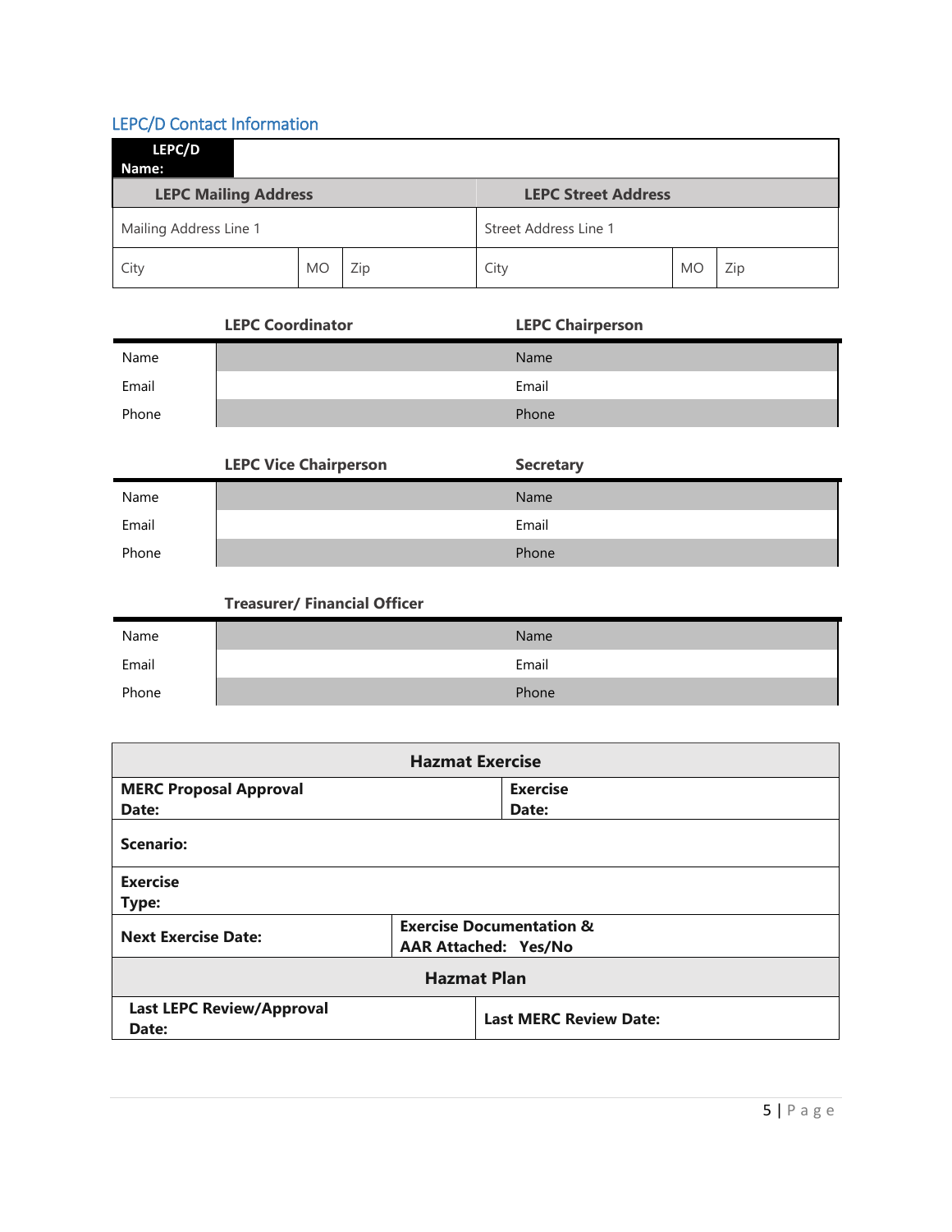## LEPC/D Contact Information

| LEPC/D Name: | | | | | |
|---|---|---|---|---|---|
| **LEPC Mailing Address** | | | **LEPC Street Address** | | |
| Mailing Address Line 1 | | | Street Address Line 1 | | |
| City | MO | Zip | City | MO | Zip |

| | **LEPC Coordinator** | **LEPC Chairperson** |
|---|---|---|
| Name | | Name |
| Email | | Email |
| Phone | | Phone |

| | **LEPC Vice Chairperson** | **Secretary** |
|---|---|---|
| Name | | Name |
| Email | | Email |
| Phone | | Phone |

| | **Treasurer/ Financial Officer** | |
|---|---|---|
| Name | | Name |
| Email | | Email |
| Phone | | Phone |

| **Hazmat Exercise** | |
|---|---|
| **MERC Proposal Approval Date:** | **Exercise Date:** |
| **Scenario:** | |
| **Exercise Type:** | |
| **Next Exercise Date:** | **Exercise Documentation & AAR Attached: Yes/No** |
| **Hazmat Plan** | |
| **Last LEPC Review/Approval Date:** | **Last MERC Review Date:** |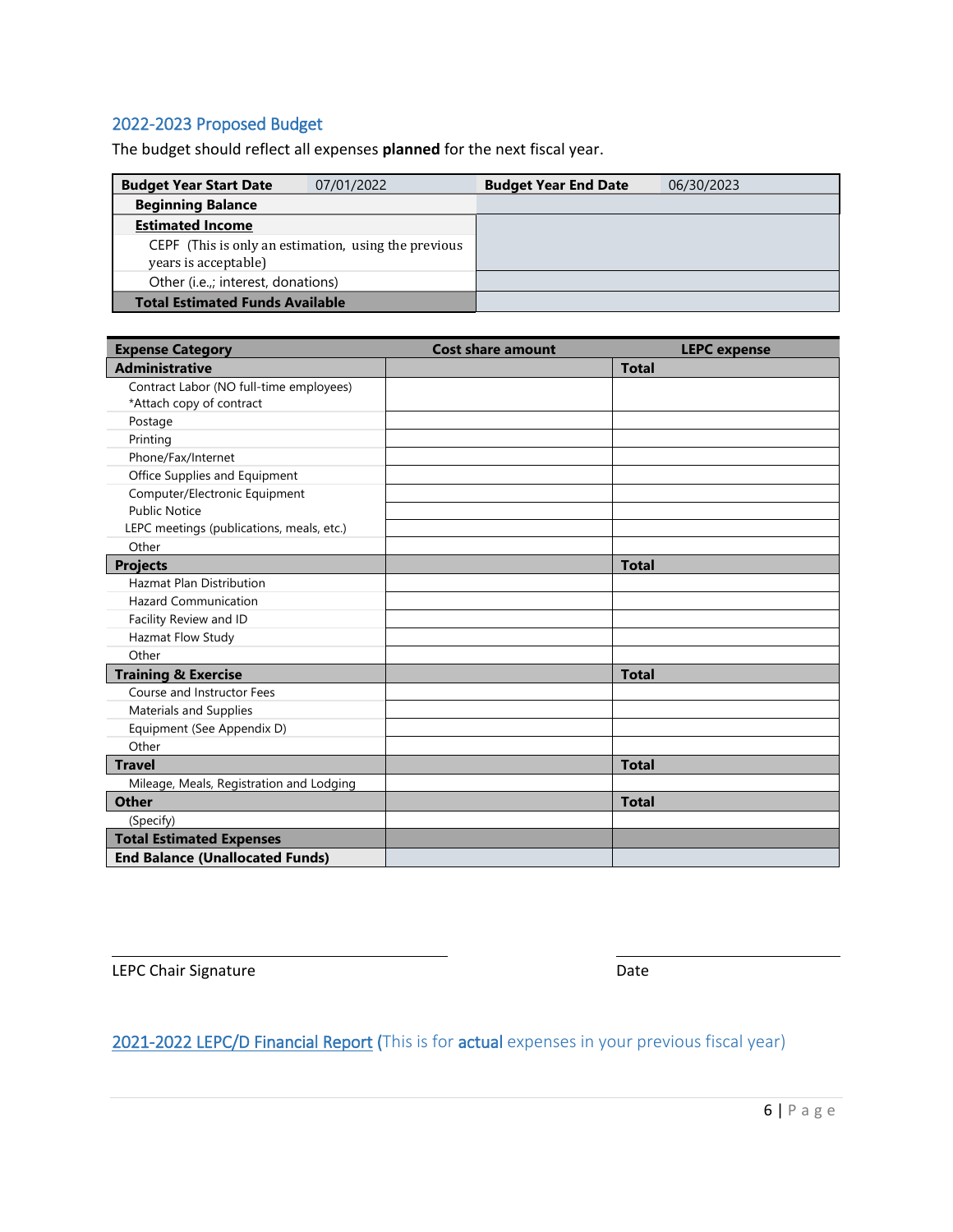## 2022-2023 Proposed Budget

The budget should reflect all expenses **planned** for the next fiscal year.

| **Budget Year Start Date** | 07/01/2022 | **Budget Year End Date** | 06/30/2023 |
|---|---|---|---|
| **Beginning Balance** | | | |
| **Estimated Income** | | | |
| CEPF (This is only an estimation, using the previous years is acceptable) | | | |
| Other (i.e.,; interest, donations) | | | |
| **Total Estimated Funds Available** | | | |

| **Expense Category** | **Cost share amount** | **LEPC expense** |
|---|---|---|
| **Administrative** | | **Total** |
| Contract Labor (NO full-time employees) *Attach copy of contract | | |
| Postage | | |
| Printing | | |
| Phone/Fax/Internet | | |
| Office Supplies and Equipment | | |
| Computer/Electronic Equipment | | |
| Public Notice | | |
| LEPC meetings (publications, meals, etc.) | | |
| Other | | |
| **Projects** | | **Total** |
| Hazmat Plan Distribution | | |
| Hazard Communication | | |
| Facility Review and ID | | |
| Hazmat Flow Study | | |
| Other | | |
| **Training & Exercise** | | **Total** |
| Course and Instructor Fees | | |
| Materials and Supplies | | |
| Equipment (See Appendix D) | | |
| Other | | |
| **Travel** | | **Total** |
| Mileage, Meals, Registration and Lodging | | |
| **Other** | | **Total** |
| (Specify) | | |
| **Total Estimated Expenses** | | |
| **End Balance (Unallocated Funds)** | | |

LEPC Chair Signature ______________________ Date ______________

## 2021-2022 LEPC/D Financial Report (This is for **actual** expenses in your previous fiscal year)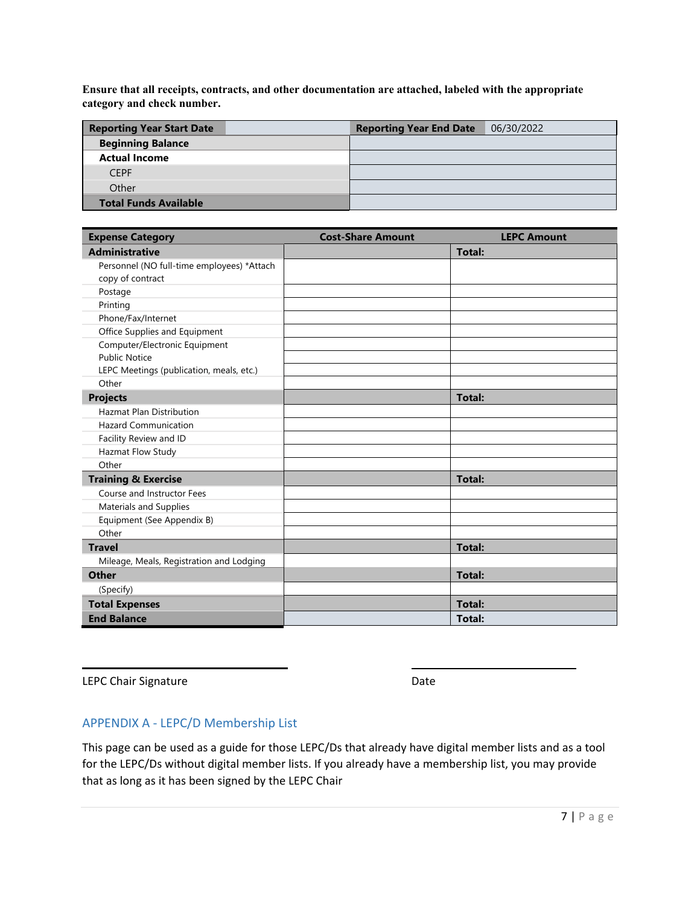**Ensure that all receipts, contracts, and other documentation are attached, labeled with the appropriate category and check number.**

| **Reporting Year Start Date** | | **Reporting Year End Date** | 06/30/2022 |
|---|---|---|---|
| **Beginning Balance** | | | |
| **Actual Income** | | | |
| CEPF | | | |
| Other | | | |
| **Total Funds Available** | | | |

| **Expense Category** | **Cost-Share Amount** | **LEPC Amount** |
|---|---|---|
| **Administrative** | | **Total:** |
| Personnel (NO full-time employees) *Attach copy of contract | | |
| Postage | | |
| Printing | | |
| Phone/Fax/Internet | | |
| Office Supplies and Equipment | | |
| Computer/Electronic Equipment | | |
| Public Notice | | |
| LEPC Meetings (publication, meals, etc.) | | |
| Other | | |
| **Projects** | | **Total:** |
| Hazmat Plan Distribution | | |
| Hazard Communication | | |
| Facility Review and ID | | |
| Hazmat Flow Study | | |
| Other | | |
| **Training & Exercise** | | **Total:** |
| Course and Instructor Fees | | |
| Materials and Supplies | | |
| Equipment (See Appendix B) | | |
| Other | | |
| **Travel** | | **Total:** |
| Mileage, Meals, Registration and Lodging | | |
| **Other** | | **Total:** |
| (Specify) | | |
| **Total Expenses** | | **Total:** |
| **End Balance** | | **Total:** |

LEPC Chair Signature ____________________ Date ____________________

## APPENDIX A - LEPC/D Membership List

This page can be used as a guide for those LEPC/Ds that already have digital member lists and as a tool for the LEPC/Ds without digital member lists. If you already have a membership list, you may provide that as long as it has been signed by the LEPC Chair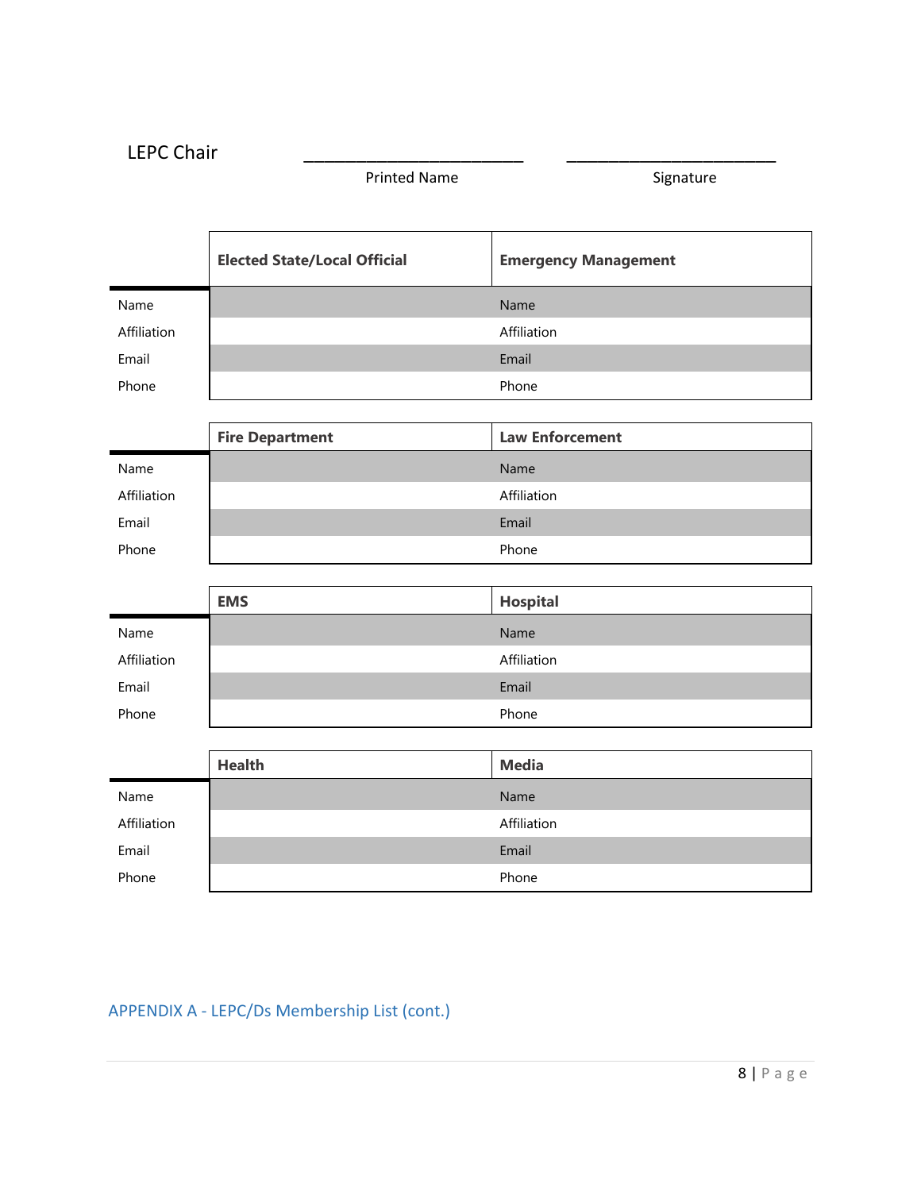LEPC Chair ________________________ ________________________

Printed Name Signature

| | Elected State/Local Official | Emergency Management |
|---|---|---|
| Name | | Name |
| Affiliation | | Affiliation |
| Email | | Email |
| Phone | | Phone |

| | Fire Department | Law Enforcement |
|---|---|---|
| Name | | Name |
| Affiliation | | Affiliation |
| Email | | Email |
| Phone | | Phone |

| | EMS | Hospital |
|---|---|---|
| Name | | Name |
| Affiliation | | Affiliation |
| Email | | Email |
| Phone | | Phone |

| | Health | Media |
|---|---|---|
| Name | | Name |
| Affiliation | | Affiliation |
| Email | | Email |
| Phone | | Phone |

## APPENDIX A - LEPC/Ds Membership List (cont.)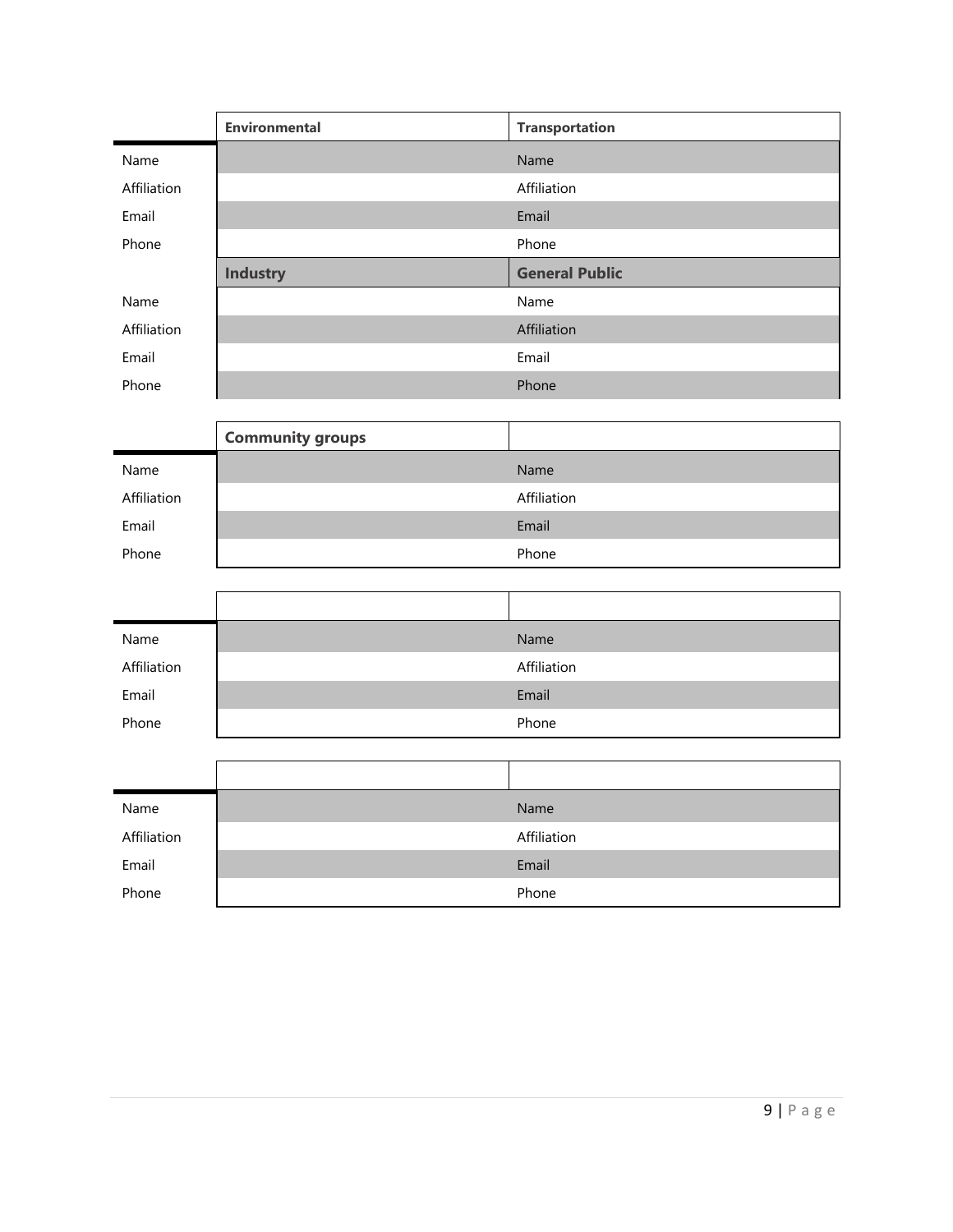| | Environmental | Transportation |
|---|---|---|
| Name | | Name |
| Affiliation | | Affiliation |
| Email | | Email |
| Phone | | Phone |
| | **Industry** | **General Public** |
| Name | | Name |
| Affiliation | | Affiliation |
| Email | | Email |
| Phone | | Phone |

| | Community groups | |
|---|---|---|
| Name | | Name |
| Affiliation | | Affiliation |
| Email | | Email |
| Phone | | Phone |

| | | |
|---|---|---|
| Name | | Name |
| Affiliation | | Affiliation |
| Email | | Email |
| Phone | | Phone |

| | | |
|---|---|---|
| Name | | Name |
| Affiliation | | Affiliation |
| Email | | Email |
| Phone | | Phone |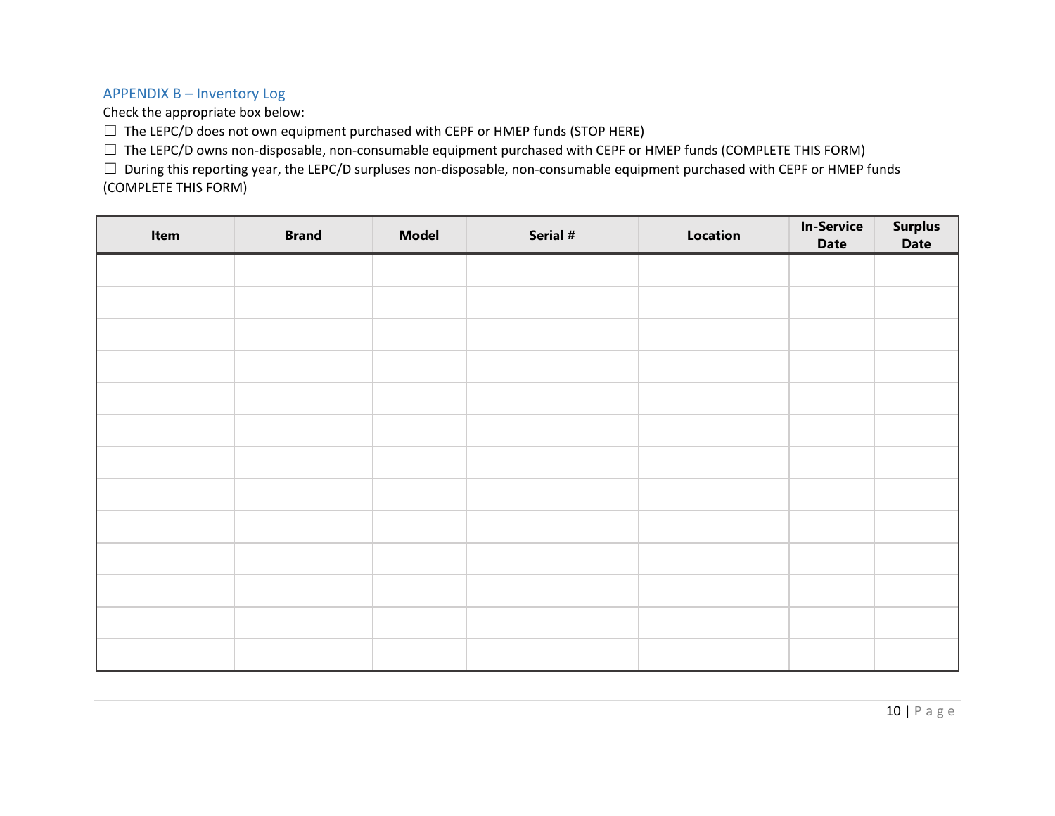## APPENDIX B – Inventory Log

Check the appropriate box below:

☐ The LEPC/D does not own equipment purchased with CEPF or HMEP funds (STOP HERE)

☐ The LEPC/D owns non-disposable, non-consumable equipment purchased with CEPF or HMEP funds (COMPLETE THIS FORM)

☐ During this reporting year, the LEPC/D surpluses non-disposable, non-consumable equipment purchased with CEPF or HMEP funds (COMPLETE THIS FORM)

| Item | Brand | Model | Serial # | Location | In-Service Date | Surplus Date |
|---|---|---|---|---|---|---|
| | | | | | | |
| | | | | | | |
| | | | | | | |
| | | | | | | |
| | | | | | | |
| | | | | | | |
| | | | | | | |
| | | | | | | |
| | | | | | | |
| | | | | | | |
| | | | | | | |
| | | | | | | |
| | | | | | | |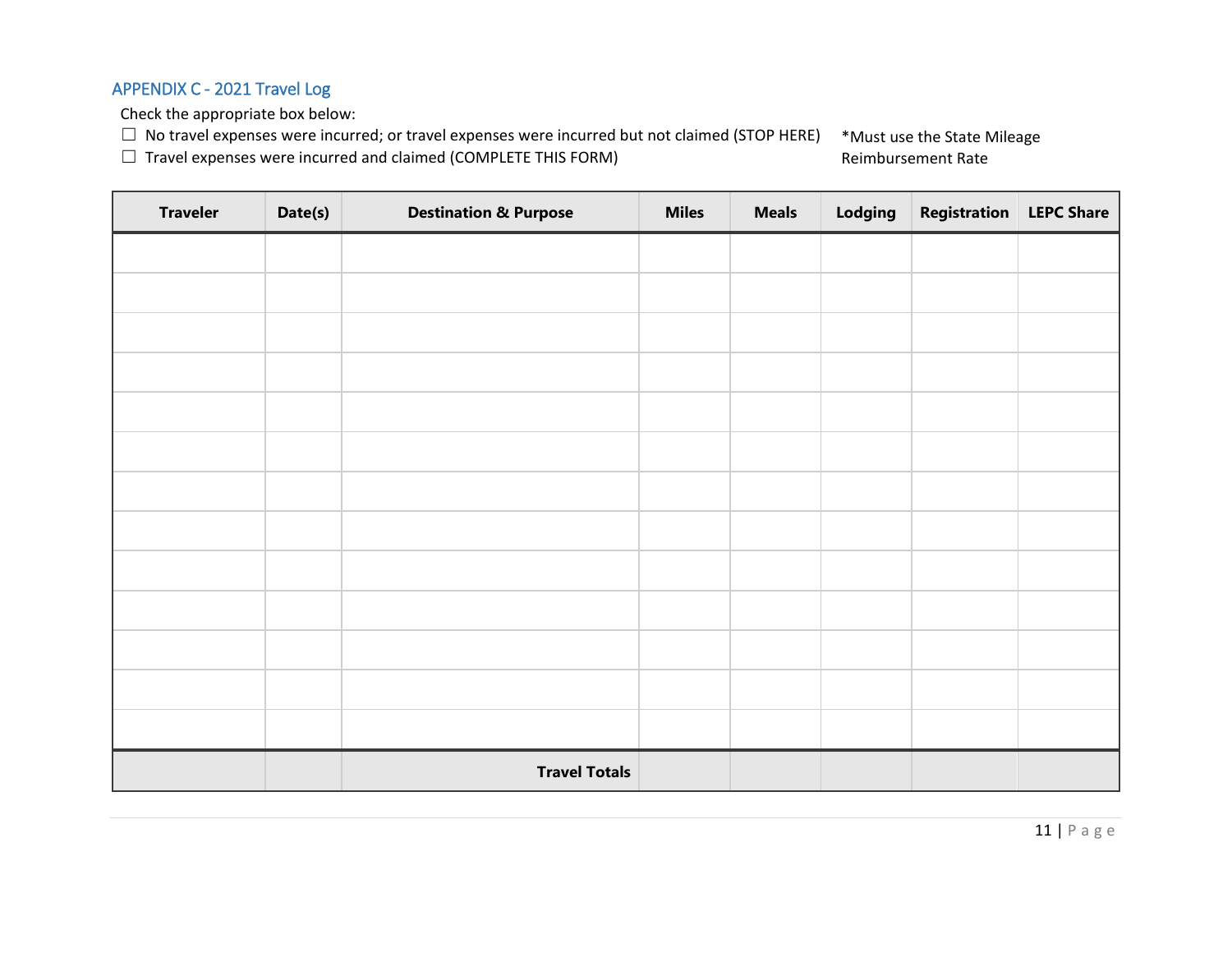## APPENDIX C - 2021 Travel Log

Check the appropriate box below:

☐ No travel expenses were incurred; or travel expenses were incurred but not claimed (STOP HERE)

☐ Travel expenses were incurred and claimed (COMPLETE THIS FORM)

*Must use the State Mileage Reimbursement Rate

| Traveler | Date(s) | Destination & Purpose | Miles | Meals | Lodging | Registration | LEPC Share |
|---|---|---|---|---|---|---|---|
| | | | | | | | |
| | | | | | | | |
| | | | | | | | |
| | | | | | | | |
| | | | | | | | |
| | | | | | | | |
| | | | | | | | |
| | | | | | | | |
| | | | | | | | |
| | | | | | | | |
| | | | | | | | |
| | | | | | | | |
| | | | | | | | |
| | | **Travel Totals** | | | | | |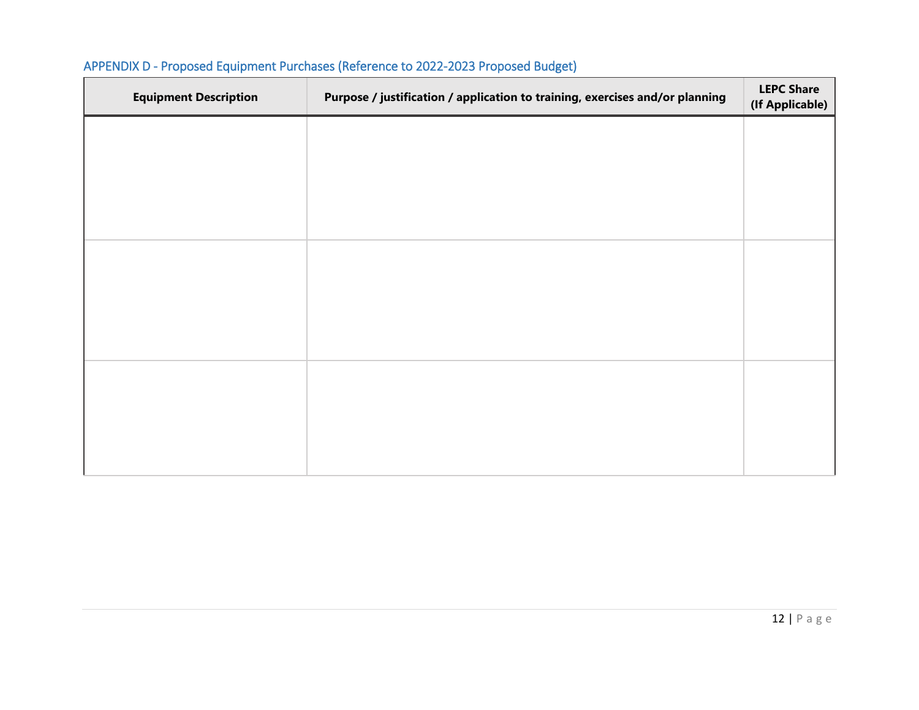## APPENDIX D - Proposed Equipment Purchases (Reference to 2022-2023 Proposed Budget)

| Equipment Description | Purpose / justification / application to training, exercises and/or planning | LEPC Share (If Applicable) |
|---|---|---|
| | | |
| | | |
| | | |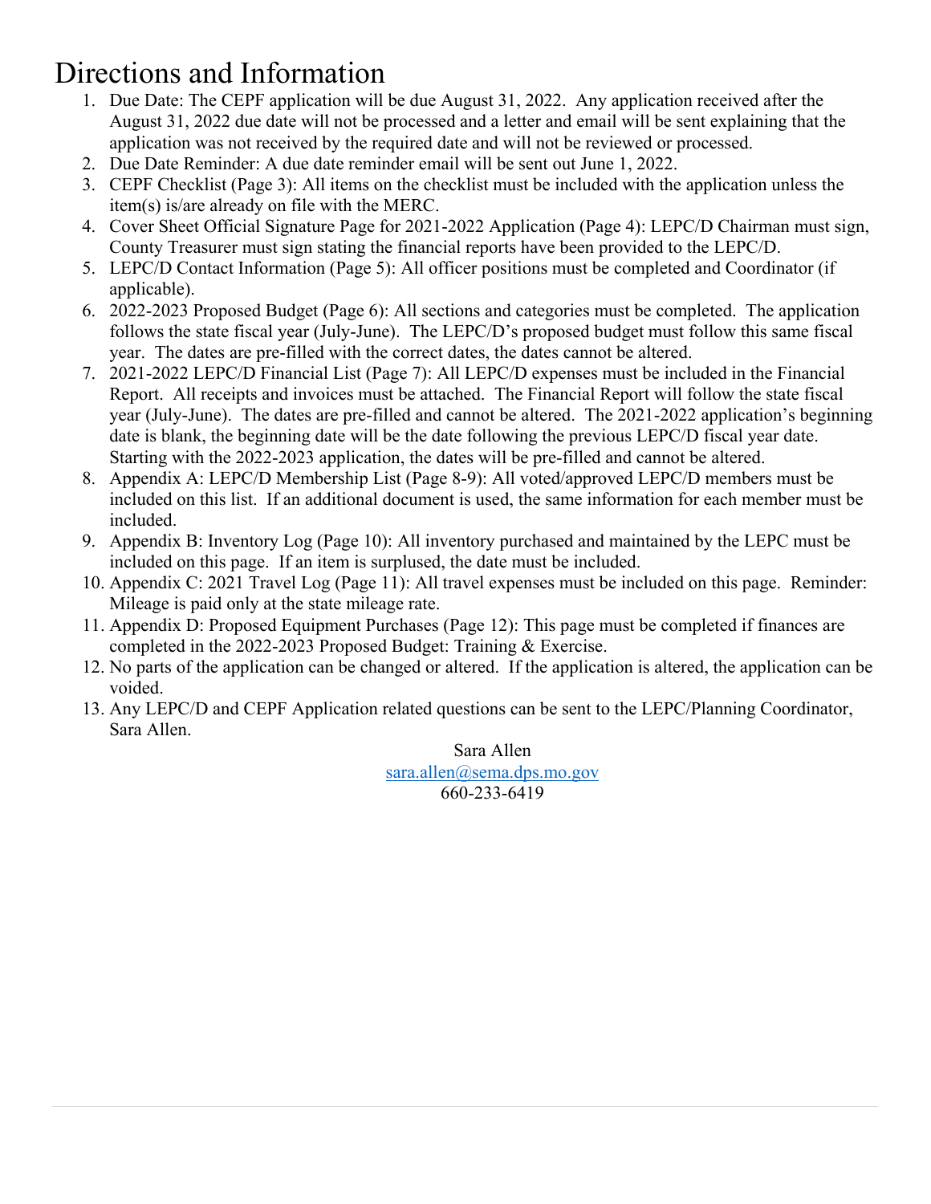# Directions and Information

1. Due Date: The CEPF application will be due August 31, 2022. Any application received after the August 31, 2022 due date will not be processed and a letter and email will be sent explaining that the application was not received by the required date and will not be reviewed or processed.
2. Due Date Reminder: A due date reminder email will be sent out June 1, 2022.
3. CEPF Checklist (Page 3): All items on the checklist must be included with the application unless the item(s) is/are already on file with the MERC.
4. Cover Sheet Official Signature Page for 2021-2022 Application (Page 4): LEPC/D Chairman must sign, County Treasurer must sign stating the financial reports have been provided to the LEPC/D.
5. LEPC/D Contact Information (Page 5): All officer positions must be completed and Coordinator (if applicable).
6. 2022-2023 Proposed Budget (Page 6): All sections and categories must be completed. The application follows the state fiscal year (July-June). The LEPC/D's proposed budget must follow this same fiscal year. The dates are pre-filled with the correct dates, the dates cannot be altered.
7. 2021-2022 LEPC/D Financial List (Page 7): All LEPC/D expenses must be included in the Financial Report. All receipts and invoices must be attached. The Financial Report will follow the state fiscal year (July-June). The dates are pre-filled and cannot be altered. The 2021-2022 application's beginning date is blank, the beginning date will be the date following the previous LEPC/D fiscal year date. Starting with the 2022-2023 application, the dates will be pre-filled and cannot be altered.
8. Appendix A: LEPC/D Membership List (Page 8-9): All voted/approved LEPC/D members must be included on this list. If an additional document is used, the same information for each member must be included.
9. Appendix B: Inventory Log (Page 10): All inventory purchased and maintained by the LEPC must be included on this page. If an item is surplused, the date must be included.
10. Appendix C: 2021 Travel Log (Page 11): All travel expenses must be included on this page. Reminder: Mileage is paid only at the state mileage rate.
11. Appendix D: Proposed Equipment Purchases (Page 12): This page must be completed if finances are completed in the 2022-2023 Proposed Budget: Training & Exercise.
12. No parts of the application can be changed or altered. If the application is altered, the application can be voided.
13. Any LEPC/D and CEPF Application related questions can be sent to the LEPC/Planning Coordinator, Sara Allen.

Sara Allen
sara.allen@sema.dps.mo.gov
660-233-6419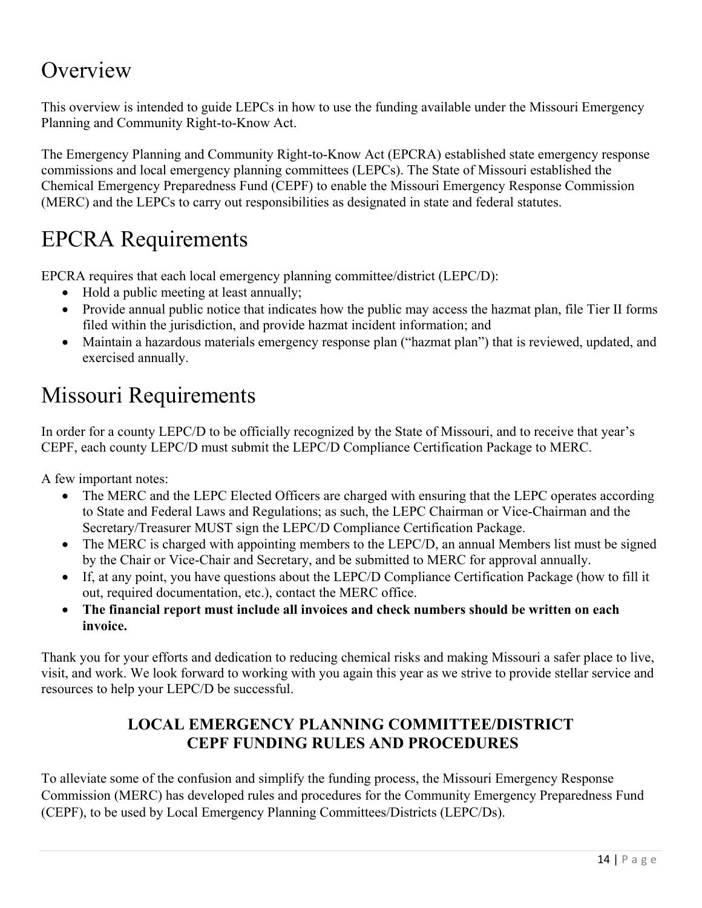# Overview

This overview is intended to guide LEPCs in how to use the funding available under the Missouri Emergency Planning and Community Right-to-Know Act.

The Emergency Planning and Community Right-to-Know Act (EPCRA) established state emergency response commissions and local emergency planning committees (LEPCs). The State of Missouri established the Chemical Emergency Preparedness Fund (CEPF) to enable the Missouri Emergency Response Commission (MERC) and the LEPCs to carry out responsibilities as designated in state and federal statutes.

# EPCRA Requirements

EPCRA requires that each local emergency planning committee/district (LEPC/D):

- Hold a public meeting at least annually;
- Provide annual public notice that indicates how the public may access the hazmat plan, file Tier II forms filed within the jurisdiction, and provide hazmat incident information; and
- Maintain a hazardous materials emergency response plan ("hazmat plan") that is reviewed, updated, and exercised annually.

# Missouri Requirements

In order for a county LEPC/D to be officially recognized by the State of Missouri, and to receive that year's CEPF, each county LEPC/D must submit the LEPC/D Compliance Certification Package to MERC.

A few important notes:

- The MERC and the LEPC Elected Officers are charged with ensuring that the LEPC operates according to State and Federal Laws and Regulations; as such, the LEPC Chairman or Vice-Chairman and the Secretary/Treasurer MUST sign the LEPC/D Compliance Certification Package.
- The MERC is charged with appointing members to the LEPC/D, an annual Members list must be signed by the Chair or Vice-Chair and Secretary, and be submitted to MERC for approval annually.
- If, at any point, you have questions about the LEPC/D Compliance Certification Package (how to fill it out, required documentation, etc.), contact the MERC office.
- **The financial report must include all invoices and check numbers should be written on each invoice.**

Thank you for your efforts and dedication to reducing chemical risks and making Missouri a safer place to live, visit, and work. We look forward to working with you again this year as we strive to provide stellar service and resources to help your LEPC/D be successful.

### LOCAL EMERGENCY PLANNING COMMITTEE/DISTRICT CEPF FUNDING RULES AND PROCEDURES

To alleviate some of the confusion and simplify the funding process, the Missouri Emergency Response Commission (MERC) has developed rules and procedures for the Community Emergency Preparedness Fund (CEPF), to be used by Local Emergency Planning Committees/Districts (LEPC/Ds).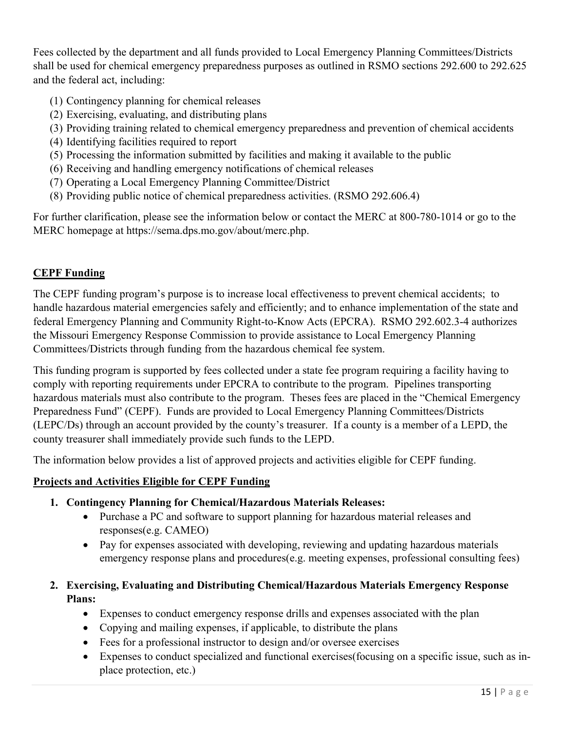Fees collected by the department and all funds provided to Local Emergency Planning Committees/Districts shall be used for chemical emergency preparedness purposes as outlined in RSMO sections 292.600 to 292.625 and the federal act, including:

(1) Contingency planning for chemical releases
(2) Exercising, evaluating, and distributing plans
(3) Providing training related to chemical emergency preparedness and prevention of chemical accidents
(4) Identifying facilities required to report
(5) Processing the information submitted by facilities and making it available to the public
(6) Receiving and handling emergency notifications of chemical releases
(7) Operating a Local Emergency Planning Committee/District
(8) Providing public notice of chemical preparedness activities. (RSMO 292.606.4)

For further clarification, please see the information below or contact the MERC at 800-780-1014 or go to the MERC homepage at https://sema.dps.mo.gov/about/merc.php.

## CEPF Funding

The CEPF funding program's purpose is to increase local effectiveness to prevent chemical accidents; to handle hazardous material emergencies safely and efficiently; and to enhance implementation of the state and federal Emergency Planning and Community Right-to-Know Acts (EPCRA). RSMO 292.602.3-4 authorizes the Missouri Emergency Response Commission to provide assistance to Local Emergency Planning Committees/Districts through funding from the hazardous chemical fee system.

This funding program is supported by fees collected under a state fee program requiring a facility having to comply with reporting requirements under EPCRA to contribute to the program. Pipelines transporting hazardous materials must also contribute to the program. Theses fees are placed in the "Chemical Emergency Preparedness Fund" (CEPF). Funds are provided to Local Emergency Planning Committees/Districts (LEPC/Ds) through an account provided by the county's treasurer. If a county is a member of a LEPD, the county treasurer shall immediately provide such funds to the LEPD.

The information below provides a list of approved projects and activities eligible for CEPF funding.

## Projects and Activities Eligible for CEPF Funding

1. **Contingency Planning for Chemical/Hazardous Materials Releases:**
   - Purchase a PC and software to support planning for hazardous material releases and responses(e.g. CAMEO)
   - Pay for expenses associated with developing, reviewing and updating hazardous materials emergency response plans and procedures(e.g. meeting expenses, professional consulting fees)

2. **Exercising, Evaluating and Distributing Chemical/Hazardous Materials Emergency Response Plans:**
   - Expenses to conduct emergency response drills and expenses associated with the plan
   - Copying and mailing expenses, if applicable, to distribute the plans
   - Fees for a professional instructor to design and/or oversee exercises
   - Expenses to conduct specialized and functional exercises(focusing on a specific issue, such as in-place protection, etc.)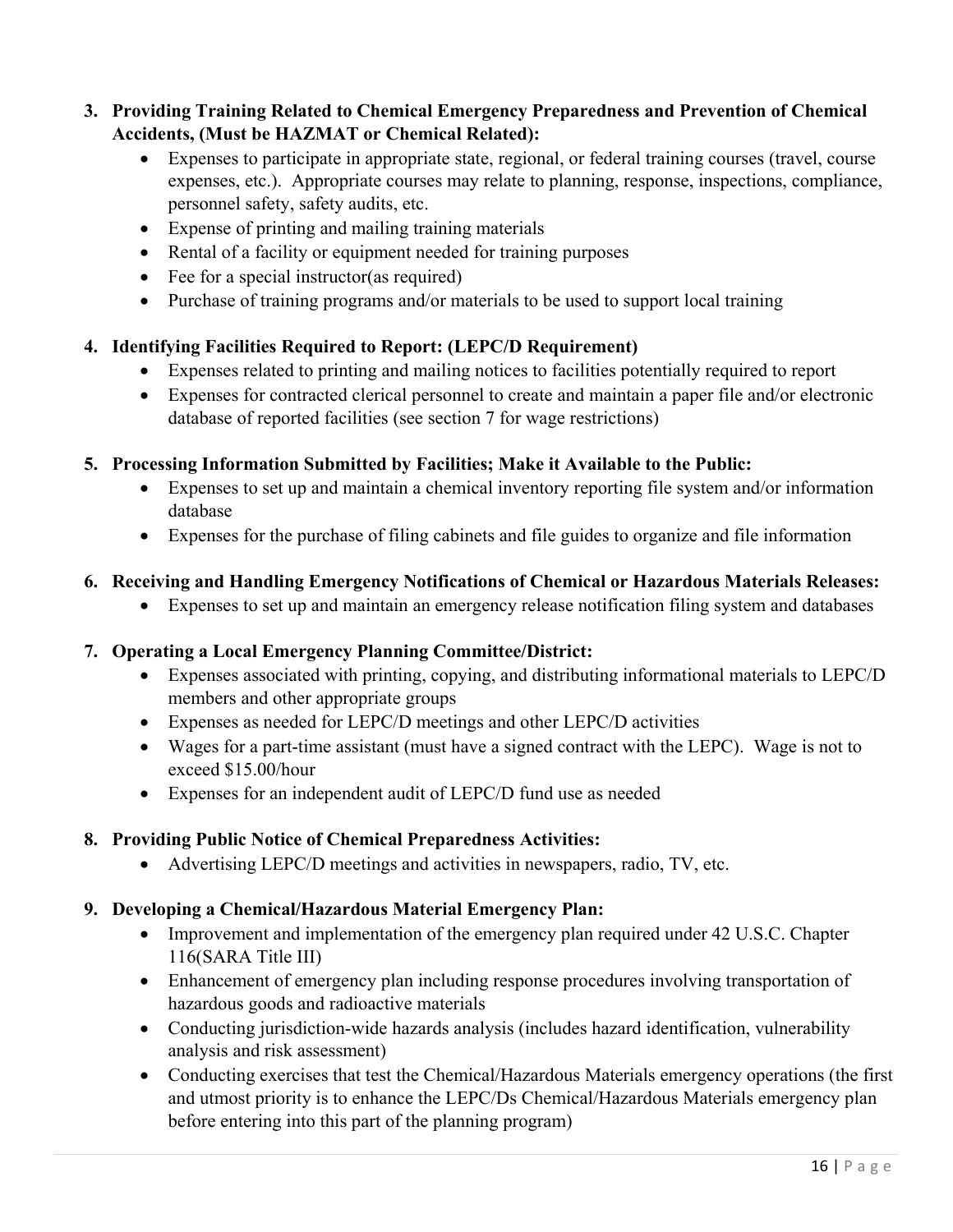3. **Providing Training Related to Chemical Emergency Preparedness and Prevention of Chemical Accidents, (Must be HAZMAT or Chemical Related):**
    - Expenses to participate in appropriate state, regional, or federal training courses (travel, course expenses, etc.). Appropriate courses may relate to planning, response, inspections, compliance, personnel safety, safety audits, etc.
    - Expense of printing and mailing training materials
    - Rental of a facility or equipment needed for training purposes
    - Fee for a special instructor(as required)
    - Purchase of training programs and/or materials to be used to support local training

4. **Identifying Facilities Required to Report: (LEPC/D Requirement)**
    - Expenses related to printing and mailing notices to facilities potentially required to report
    - Expenses for contracted clerical personnel to create and maintain a paper file and/or electronic database of reported facilities (see section 7 for wage restrictions)

5. **Processing Information Submitted by Facilities; Make it Available to the Public:**
    - Expenses to set up and maintain a chemical inventory reporting file system and/or information database
    - Expenses for the purchase of filing cabinets and file guides to organize and file information

6. **Receiving and Handling Emergency Notifications of Chemical or Hazardous Materials Releases:**
    - Expenses to set up and maintain an emergency release notification filing system and databases

7. **Operating a Local Emergency Planning Committee/District:**
    - Expenses associated with printing, copying, and distributing informational materials to LEPC/D members and other appropriate groups
    - Expenses as needed for LEPC/D meetings and other LEPC/D activities
    - Wages for a part-time assistant (must have a signed contract with the LEPC). Wage is not to exceed $15.00/hour
    - Expenses for an independent audit of LEPC/D fund use as needed

8. **Providing Public Notice of Chemical Preparedness Activities:**
    - Advertising LEPC/D meetings and activities in newspapers, radio, TV, etc.

9. **Developing a Chemical/Hazardous Material Emergency Plan:**
    - Improvement and implementation of the emergency plan required under 42 U.S.C. Chapter 116(SARA Title III)
    - Enhancement of emergency plan including response procedures involving transportation of hazardous goods and radioactive materials
    - Conducting jurisdiction-wide hazards analysis (includes hazard identification, vulnerability analysis and risk assessment)
    - Conducting exercises that test the Chemical/Hazardous Materials emergency operations (the first and utmost priority is to enhance the LEPC/Ds Chemical/Hazardous Materials emergency plan before entering into this part of the planning program)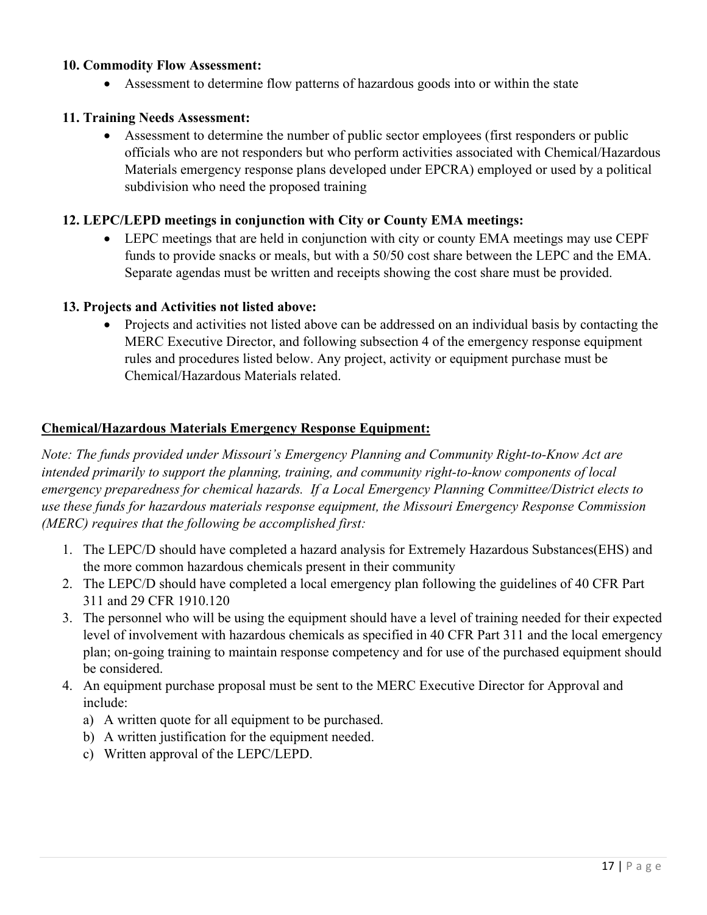**10. Commodity Flow Assessment:**

- Assessment to determine flow patterns of hazardous goods into or within the state

**11. Training Needs Assessment:**

- Assessment to determine the number of public sector employees (first responders or public officials who are not responders but who perform activities associated with Chemical/Hazardous Materials emergency response plans developed under EPCRA) employed or used by a political subdivision who need the proposed training

**12. LEPC/LEPD meetings in conjunction with City or County EMA meetings:**

- LEPC meetings that are held in conjunction with city or county EMA meetings may use CEPF funds to provide snacks or meals, but with a 50/50 cost share between the LEPC and the EMA. Separate agendas must be written and receipts showing the cost share must be provided.

**13. Projects and Activities not listed above:**

- Projects and activities not listed above can be addressed on an individual basis by contacting the MERC Executive Director, and following subsection 4 of the emergency response equipment rules and procedures listed below. Any project, activity or equipment purchase must be Chemical/Hazardous Materials related.

**Chemical/Hazardous Materials Emergency Response Equipment:**

*Note: The funds provided under Missouri's Emergency Planning and Community Right-to-Know Act are intended primarily to support the planning, training, and community right-to-know components of local emergency preparedness for chemical hazards. If a Local Emergency Planning Committee/District elects to use these funds for hazardous materials response equipment, the Missouri Emergency Response Commission (MERC) requires that the following be accomplished first:*

1. The LEPC/D should have completed a hazard analysis for Extremely Hazardous Substances(EHS) and the more common hazardous chemicals present in their community
2. The LEPC/D should have completed a local emergency plan following the guidelines of 40 CFR Part 311 and 29 CFR 1910.120
3. The personnel who will be using the equipment should have a level of training needed for their expected level of involvement with hazardous chemicals as specified in 40 CFR Part 311 and the local emergency plan; on-going training to maintain response competency and for use of the purchased equipment should be considered.
4. An equipment purchase proposal must be sent to the MERC Executive Director for Approval and include:
   a) A written quote for all equipment to be purchased.
   b) A written justification for the equipment needed.
   c) Written approval of the LEPC/LEPD.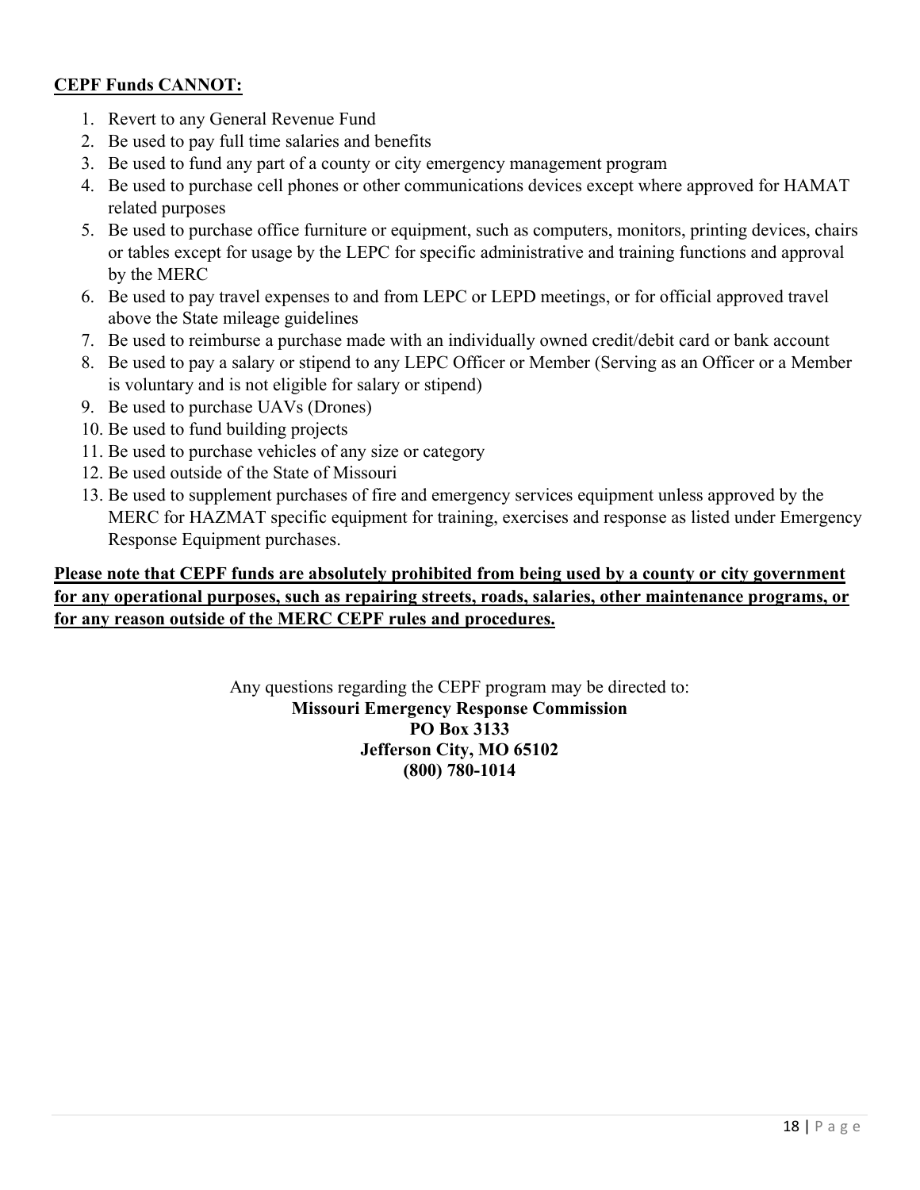**CEPF Funds CANNOT:**

1. Revert to any General Revenue Fund
2. Be used to pay full time salaries and benefits
3. Be used to fund any part of a county or city emergency management program
4. Be used to purchase cell phones or other communications devices except where approved for HAMAT related purposes
5. Be used to purchase office furniture or equipment, such as computers, monitors, printing devices, chairs or tables except for usage by the LEPC for specific administrative and training functions and approval by the MERC
6. Be used to pay travel expenses to and from LEPC or LEPD meetings, or for official approved travel above the State mileage guidelines
7. Be used to reimburse a purchase made with an individually owned credit/debit card or bank account
8. Be used to pay a salary or stipend to any LEPC Officer or Member (Serving as an Officer or a Member is voluntary and is not eligible for salary or stipend)
9. Be used to purchase UAVs (Drones)
10. Be used to fund building projects
11. Be used to purchase vehicles of any size or category
12. Be used outside of the State of Missouri
13. Be used to supplement purchases of fire and emergency services equipment unless approved by the MERC for HAZMAT specific equipment for training, exercises and response as listed under Emergency Response Equipment purchases.

**Please note that CEPF funds are absolutely prohibited from being used by a county or city government for any operational purposes, such as repairing streets, roads, salaries, other maintenance programs, or for any reason outside of the MERC CEPF rules and procedures.**

Any questions regarding the CEPF program may be directed to:
**Missouri Emergency Response Commission**
**PO Box 3133**
**Jefferson City, MO 65102**
**(800) 780-1014**